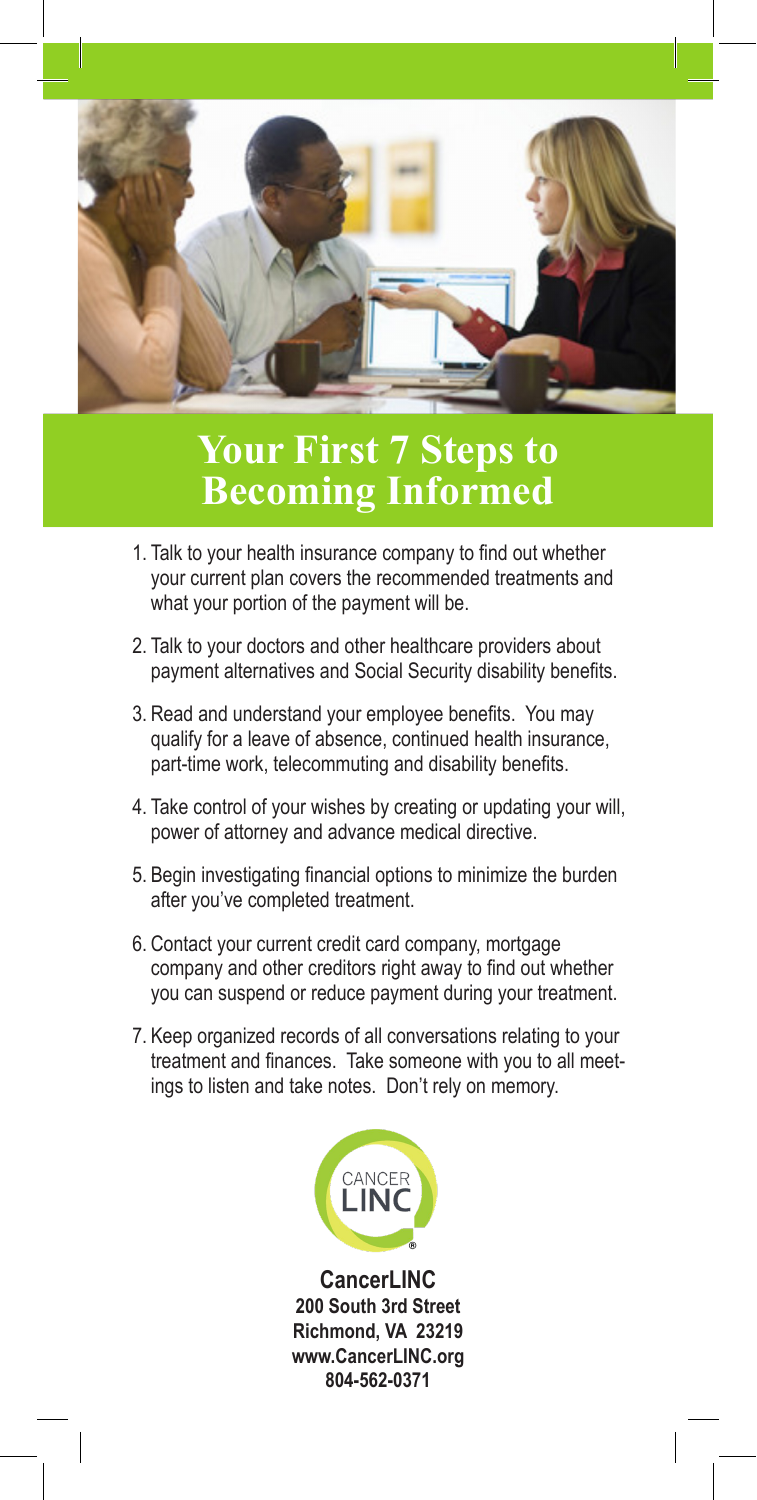# Your First 7 Steps to Becoming Informed

1. Talk to your health insurance company to find out whether your current plan covers the recommended treatments and what your portion of the payment will be.
2. Talk to your doctors and other healthcare providers about payment alternatives and Social Security disability benefits.
3. Read and understand your employee benefits. You may qualify for a leave of absence, continued health insurance, part-time work, telecommuting and disability benefits.
4. Take control of your wishes by creating or updating your will, power of attorney and advance medical directive.
5. Begin investigating financial options to minimize the burden after you've completed treatment.
6. Contact your current credit card company, mortgage company and other creditors right away to find out whether you can suspend or reduce payment during your treatment.
7. Keep organized records of all conversations relating to your treatment and finances. Take someone with you to all meetings to listen and take notes. Don't rely on memory.

CANCER LINC®

**CancerLINC**
**200 South 3rd Street**
**Richmond, VA 23219**
**www.CancerLINC.org**
**804-562-0371**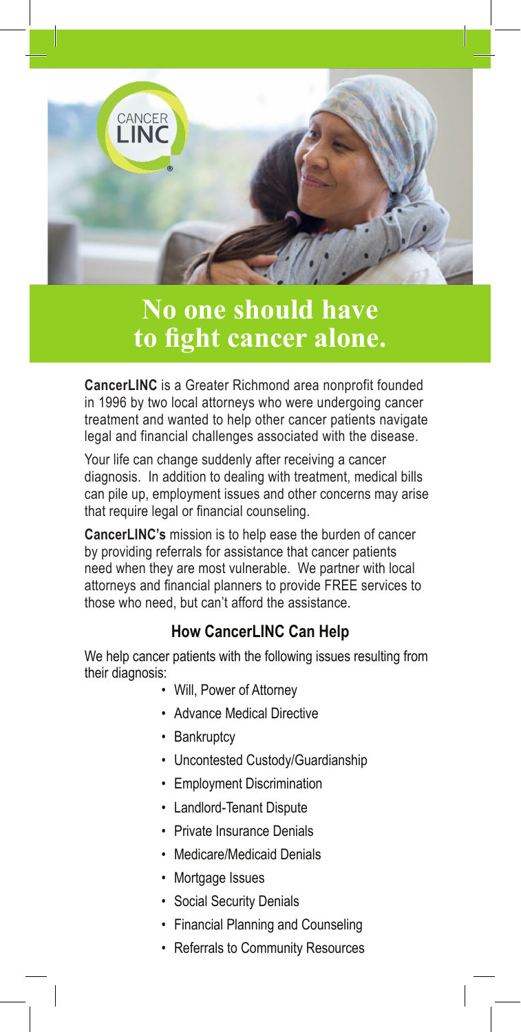# No one should have to fight cancer alone.

**CancerLINC** is a Greater Richmond area nonprofit founded in 1996 by two local attorneys who were undergoing cancer treatment and wanted to help other cancer patients navigate legal and financial challenges associated with the disease.

Your life can change suddenly after receiving a cancer diagnosis. In addition to dealing with treatment, medical bills can pile up, employment issues and other concerns may arise that require legal or financial counseling.

**CancerLINC's** mission is to help ease the burden of cancer by providing referrals for assistance that cancer patients need when they are most vulnerable. We partner with local attorneys and financial planners to provide FREE services to those who need, but can't afford the assistance.

## How CancerLINC Can Help

We help cancer patients with the following issues resulting from their diagnosis:

- Will, Power of Attorney
- Advance Medical Directive
- Bankruptcy
- Uncontested Custody/Guardianship
- Employment Discrimination
- Landlord-Tenant Dispute
- Private Insurance Denials
- Medicare/Medicaid Denials
- Mortgage Issues
- Social Security Denials
- Financial Planning and Counseling
- Referrals to Community Resources